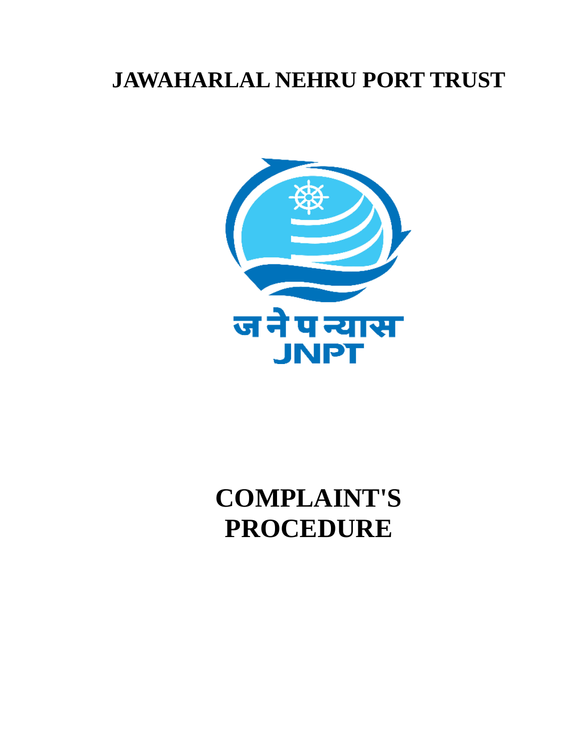# JAWAHARLAL NEHRU PORT TRUST

जनेपन्यास
JNPT

# COMPLAINT'S PROCEDURE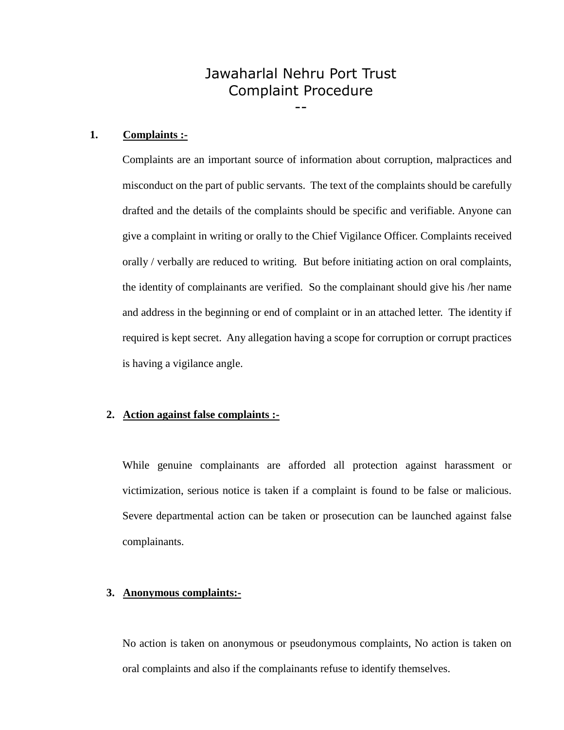# Jawaharlal Nehru Port Trust
# Complaint Procedure

--

1. **Complaints :-**

   Complaints are an important source of information about corruption, malpractices and misconduct on the part of public servants. The text of the complaints should be carefully drafted and the details of the complaints should be specific and verifiable. Anyone can give a complaint in writing or orally to the Chief Vigilance Officer. Complaints received orally / verbally are reduced to writing. But before initiating action on oral complaints, the identity of complainants are verified. So the complainant should give his /her name and address in the beginning or end of complaint or in an attached letter. The identity if required is kept secret. Any allegation having a scope for corruption or corrupt practices is having a vigilance angle.

2. **Action against false complaints :-**

   While genuine complainants are afforded all protection against harassment or victimization, serious notice is taken if a complaint is found to be false or malicious. Severe departmental action can be taken or prosecution can be launched against false complainants.

3. **Anonymous complaints:-**

   No action is taken on anonymous or pseudonymous complaints, No action is taken on oral complaints and also if the complainants refuse to identify themselves.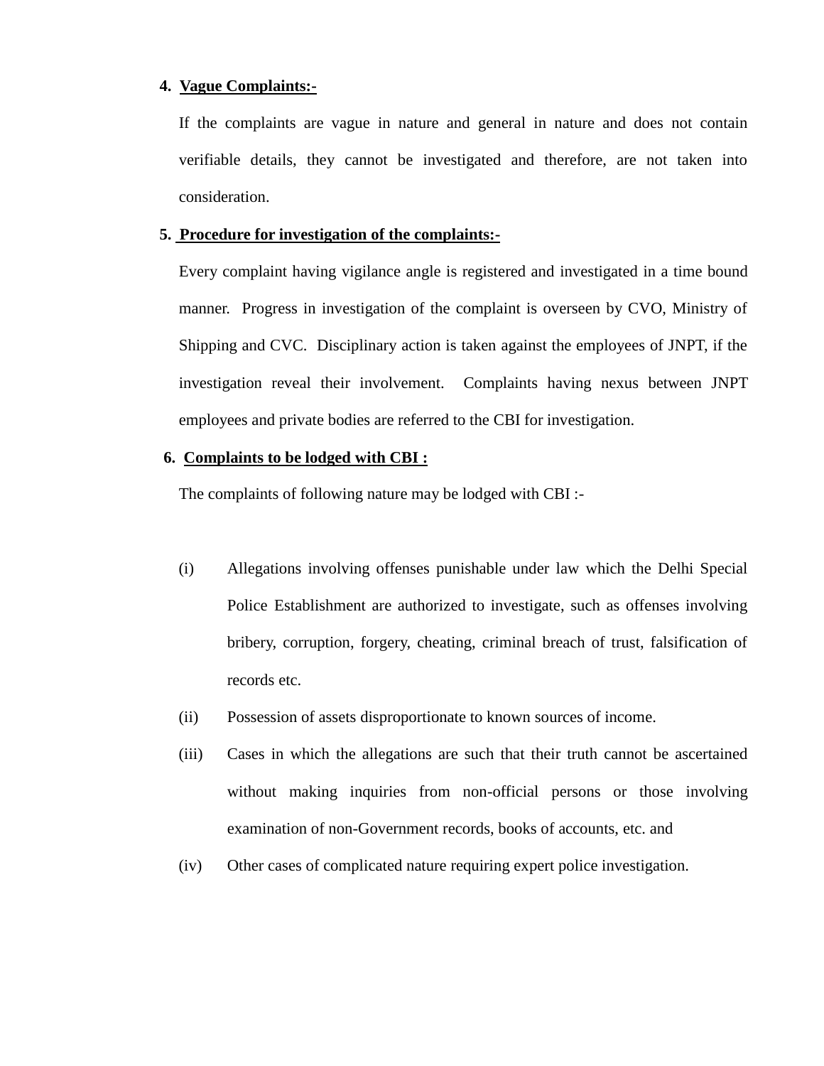4. **Vague Complaints:-**

   If the complaints are vague in nature and general in nature and does not contain verifiable details, they cannot be investigated and therefore, are not taken into consideration.

5. **Procedure for investigation of the complaints:-**

   Every complaint having vigilance angle is registered and investigated in a time bound manner. Progress in investigation of the complaint is overseen by CVO, Ministry of Shipping and CVC. Disciplinary action is taken against the employees of JNPT, if the investigation reveal their involvement. Complaints having nexus between JNPT employees and private bodies are referred to the CBI for investigation.

6. **Complaints to be lodged with CBI :**

   The complaints of following nature may be lodged with CBI :-

   (i) Allegations involving offenses punishable under law which the Delhi Special Police Establishment are authorized to investigate, such as offenses involving bribery, corruption, forgery, cheating, criminal breach of trust, falsification of records etc.

   (ii) Possession of assets disproportionate to known sources of income.

   (iii) Cases in which the allegations are such that their truth cannot be ascertained without making inquiries from non-official persons or those involving examination of non-Government records, books of accounts, etc. and

   (iv) Other cases of complicated nature requiring expert police investigation.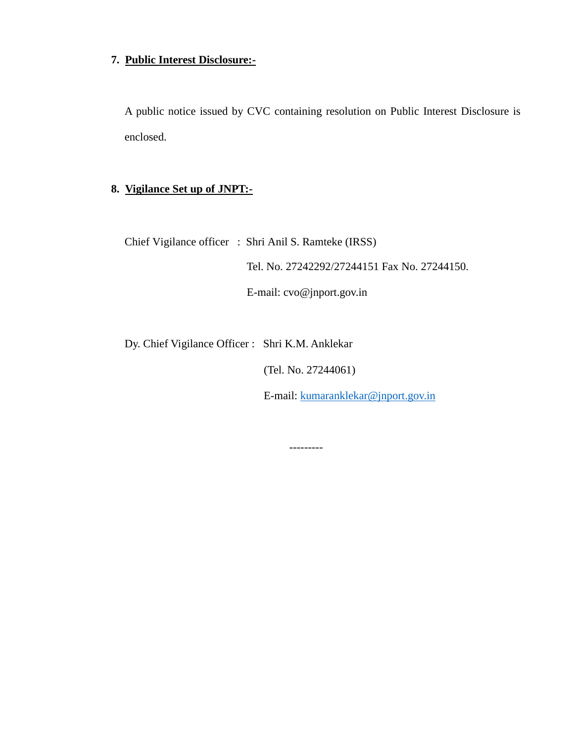**7. Public Interest Disclosure:-**

A public notice issued by CVC containing resolution on Public Interest Disclosure is enclosed.

**8. Vigilance Set up of JNPT:-**

Chief Vigilance officer : Shri Anil S. Ramteke (IRSS)

Tel. No. 27242292/27244151 Fax No. 27244150.

E-mail: cvo@jnport.gov.in

Dy. Chief Vigilance Officer : Shri K.M. Anklekar

(Tel. No. 27244061)

E-mail: kumaranklekar@jnport.gov.in

---------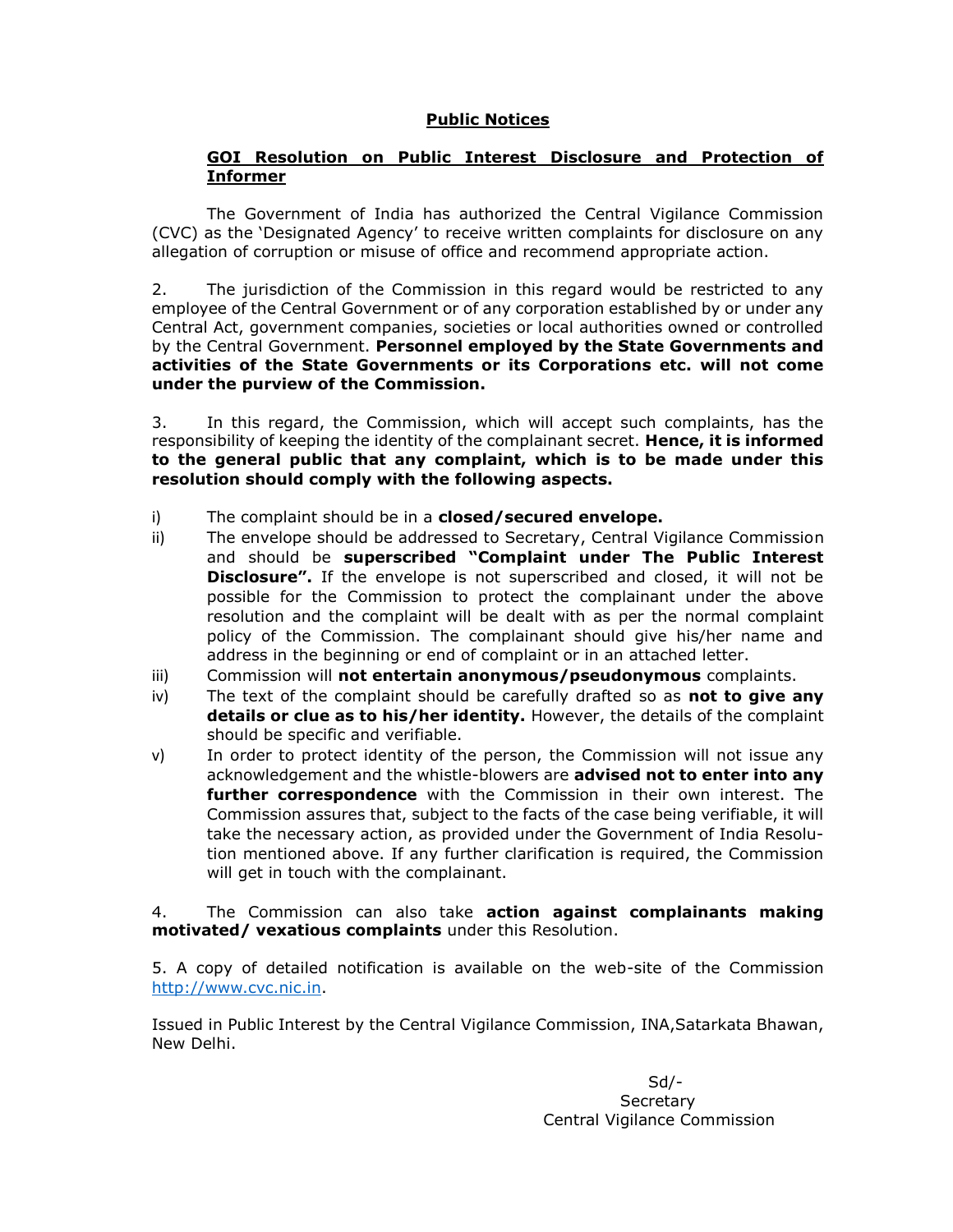## Public Notices

### GOI Resolution on Public Interest Disclosure and Protection of Informer

The Government of India has authorized the Central Vigilance Commission (CVC) as the 'Designated Agency' to receive written complaints for disclosure on any allegation of corruption or misuse of office and recommend appropriate action.

2. The jurisdiction of the Commission in this regard would be restricted to any employee of the Central Government or of any corporation established by or under any Central Act, government companies, societies or local authorities owned or controlled by the Central Government. **Personnel employed by the State Governments and activities of the State Governments or its Corporations etc. will not come under the purview of the Commission.**

3. In this regard, the Commission, which will accept such complaints, has the responsibility of keeping the identity of the complainant secret. **Hence, it is informed to the general public that any complaint, which is to be made under this resolution should comply with the following aspects.**

i) The complaint should be in a **closed/secured envelope.**

ii) The envelope should be addressed to Secretary, Central Vigilance Commission and should be **superscribed "Complaint under The Public Interest Disclosure".** If the envelope is not superscribed and closed, it will not be possible for the Commission to protect the complainant under the above resolution and the complaint will be dealt with as per the normal complaint policy of the Commission. The complainant should give his/her name and address in the beginning or end of complaint or in an attached letter.

iii) Commission will **not entertain anonymous/pseudonymous** complaints.

iv) The text of the complaint should be carefully drafted so as **not to give any details or clue as to his/her identity.** However, the details of the complaint should be specific and verifiable.

v) In order to protect identity of the person, the Commission will not issue any acknowledgement and the whistle-blowers are **advised not to enter into any further correspondence** with the Commission in their own interest. The Commission assures that, subject to the facts of the case being verifiable, it will take the necessary action, as provided under the Government of India Resolution mentioned above. If any further clarification is required, the Commission will get in touch with the complainant.

4. The Commission can also take **action against complainants making motivated/ vexatious complaints** under this Resolution.

5. A copy of detailed notification is available on the web-site of the Commission http://www.cvc.nic.in.

Issued in Public Interest by the Central Vigilance Commission, INA,Satarkata Bhawan, New Delhi.

Sd/-
Secretary
Central Vigilance Commission